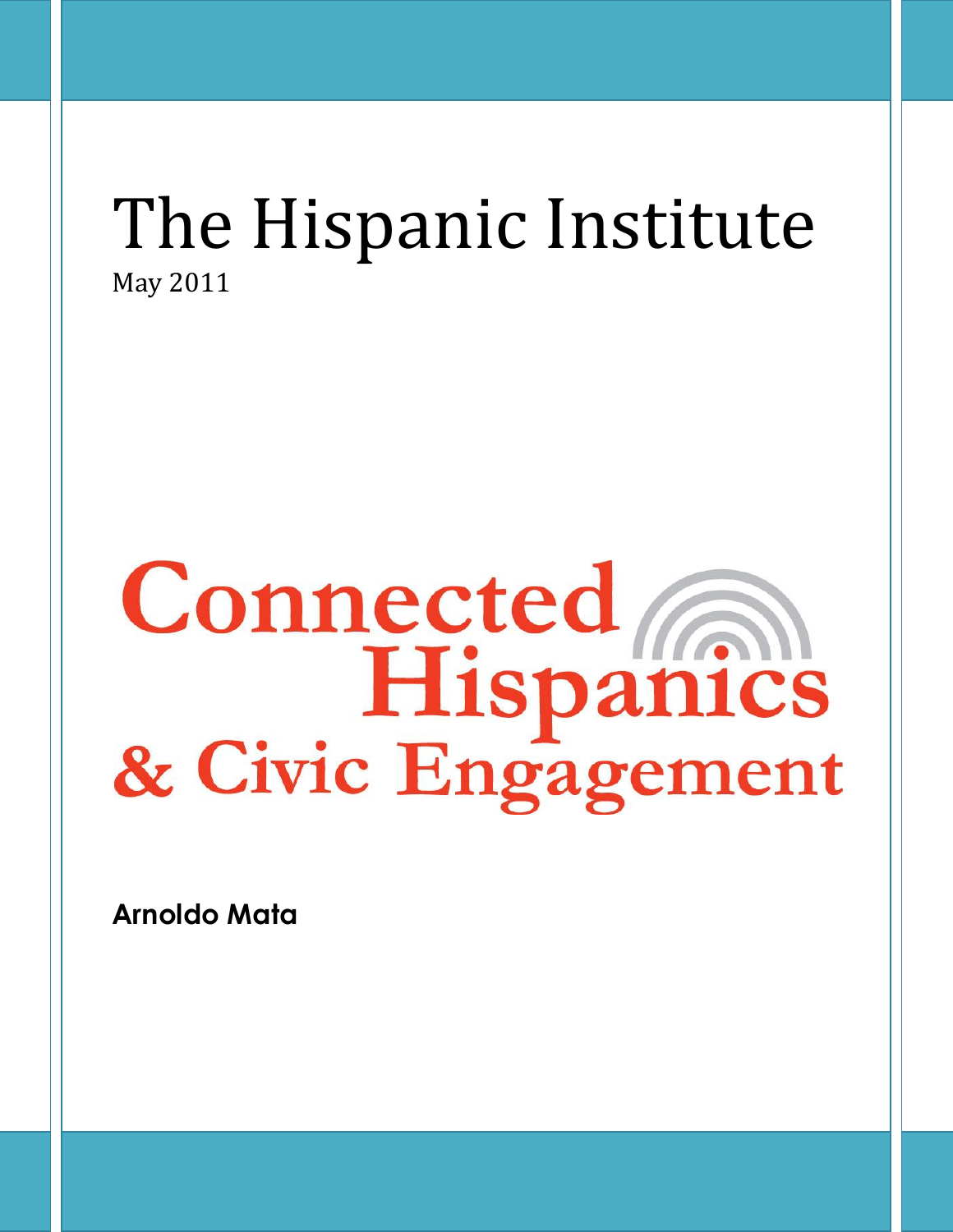# The Hispanic Institute

May 2011

# Connected Hispanics & Civic Engagement

**Arnoldo Mata**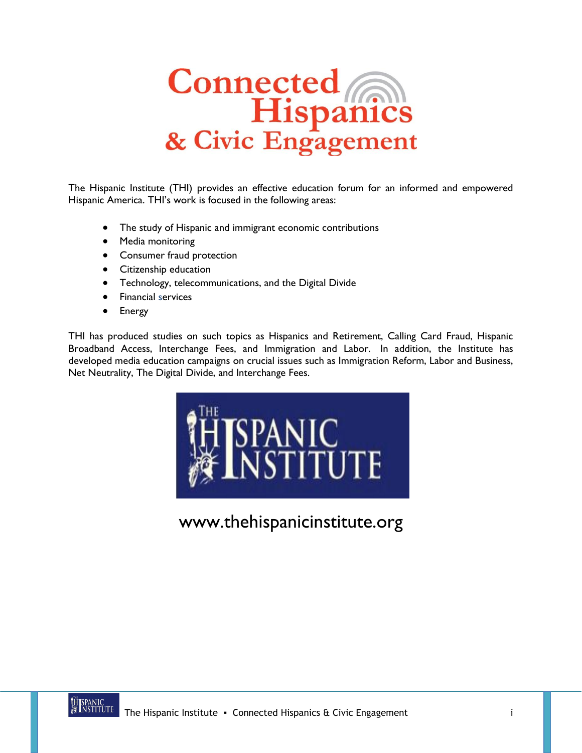# Connected Hispanics & Civic Engagement

The Hispanic Institute (THI) provides an effective education forum for an informed and empowered Hispanic America. THI's work is focused in the following areas:

- The study of Hispanic and immigrant economic contributions
- Media monitoring
- Consumer fraud protection
- Citizenship education
- Technology, telecommunications, and the Digital Divide
- Financial services
- Energy

THI has produced studies on such topics as Hispanics and Retirement, Calling Card Fraud, Hispanic Broadband Access, Interchange Fees, and Immigration and Labor. In addition, the Institute has developed media education campaigns on crucial issues such as Immigration Reform, Labor and Business, Net Neutrality, The Digital Divide, and Interchange Fees.

THE HISPANIC INSTITUTE

www.thehispanicinstitute.org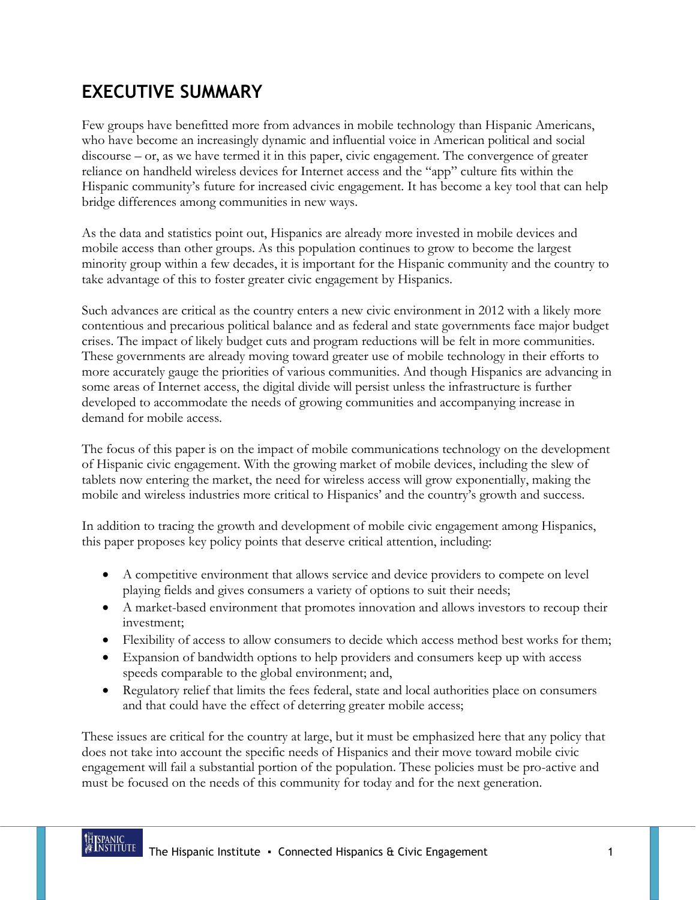# EXECUTIVE SUMMARY

Few groups have benefitted more from advances in mobile technology than Hispanic Americans, who have become an increasingly dynamic and influential voice in American political and social discourse – or, as we have termed it in this paper, civic engagement. The convergence of greater reliance on handheld wireless devices for Internet access and the "app" culture fits within the Hispanic community's future for increased civic engagement. It has become a key tool that can help bridge differences among communities in new ways.

As the data and statistics point out, Hispanics are already more invested in mobile devices and mobile access than other groups. As this population continues to grow to become the largest minority group within a few decades, it is important for the Hispanic community and the country to take advantage of this to foster greater civic engagement by Hispanics.

Such advances are critical as the country enters a new civic environment in 2012 with a likely more contentious and precarious political balance and as federal and state governments face major budget crises. The impact of likely budget cuts and program reductions will be felt in more communities. These governments are already moving toward greater use of mobile technology in their efforts to more accurately gauge the priorities of various communities. And though Hispanics are advancing in some areas of Internet access, the digital divide will persist unless the infrastructure is further developed to accommodate the needs of growing communities and accompanying increase in demand for mobile access.

The focus of this paper is on the impact of mobile communications technology on the development of Hispanic civic engagement. With the growing market of mobile devices, including the slew of tablets now entering the market, the need for wireless access will grow exponentially, making the mobile and wireless industries more critical to Hispanics' and the country's growth and success.

In addition to tracing the growth and development of mobile civic engagement among Hispanics, this paper proposes key policy points that deserve critical attention, including:

- A competitive environment that allows service and device providers to compete on level playing fields and gives consumers a variety of options to suit their needs;
- A market-based environment that promotes innovation and allows investors to recoup their investment;
- Flexibility of access to allow consumers to decide which access method best works for them;
- Expansion of bandwidth options to help providers and consumers keep up with access speeds comparable to the global environment; and,
- Regulatory relief that limits the fees federal, state and local authorities place on consumers and that could have the effect of deterring greater mobile access;

These issues are critical for the country at large, but it must be emphasized here that any policy that does not take into account the specific needs of Hispanics and their move toward mobile civic engagement will fail a substantial portion of the population. These policies must be pro-active and must be focused on the needs of this community for today and for the next generation.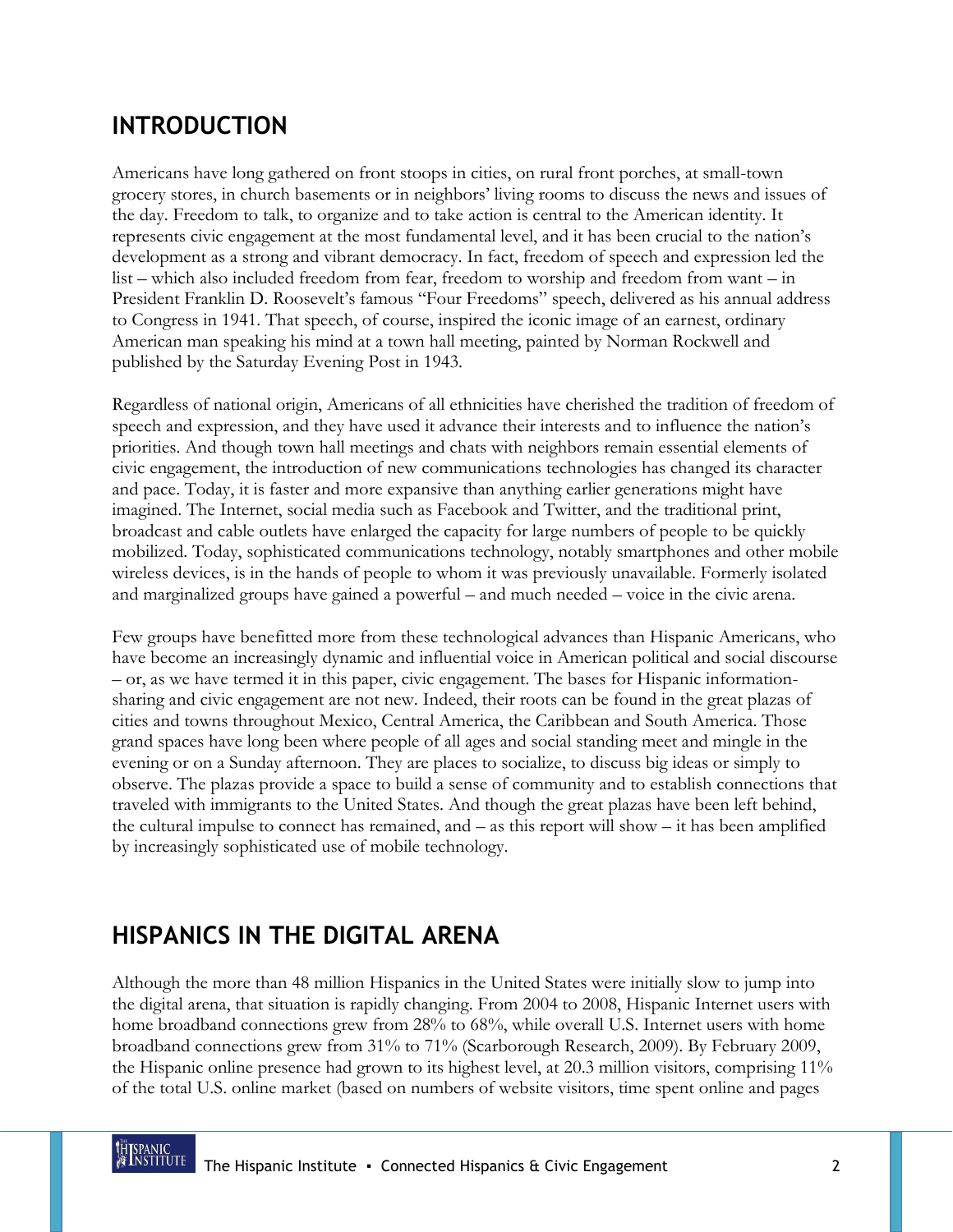## INTRODUCTION

Americans have long gathered on front stoops in cities, on rural front porches, at small-town grocery stores, in church basements or in neighbors' living rooms to discuss the news and issues of the day. Freedom to talk, to organize and to take action is central to the American identity. It represents civic engagement at the most fundamental level, and it has been crucial to the nation's development as a strong and vibrant democracy. In fact, freedom of speech and expression led the list – which also included freedom from fear, freedom to worship and freedom from want – in President Franklin D. Roosevelt's famous "Four Freedoms" speech, delivered as his annual address to Congress in 1941. That speech, of course, inspired the iconic image of an earnest, ordinary American man speaking his mind at a town hall meeting, painted by Norman Rockwell and published by the Saturday Evening Post in 1943.

Regardless of national origin, Americans of all ethnicities have cherished the tradition of freedom of speech and expression, and they have used it advance their interests and to influence the nation's priorities. And though town hall meetings and chats with neighbors remain essential elements of civic engagement, the introduction of new communications technologies has changed its character and pace. Today, it is faster and more expansive than anything earlier generations might have imagined. The Internet, social media such as Facebook and Twitter, and the traditional print, broadcast and cable outlets have enlarged the capacity for large numbers of people to be quickly mobilized. Today, sophisticated communications technology, notably smartphones and other mobile wireless devices, is in the hands of people to whom it was previously unavailable. Formerly isolated and marginalized groups have gained a powerful – and much needed – voice in the civic arena.

Few groups have benefitted more from these technological advances than Hispanic Americans, who have become an increasingly dynamic and influential voice in American political and social discourse – or, as we have termed it in this paper, civic engagement. The bases for Hispanic information-sharing and civic engagement are not new. Indeed, their roots can be found in the great plazas of cities and towns throughout Mexico, Central America, the Caribbean and South America. Those grand spaces have long been where people of all ages and social standing meet and mingle in the evening or on a Sunday afternoon. They are places to socialize, to discuss big ideas or simply to observe. The plazas provide a space to build a sense of community and to establish connections that traveled with immigrants to the United States. And though the great plazas have been left behind, the cultural impulse to connect has remained, and – as this report will show – it has been amplified by increasingly sophisticated use of mobile technology.

## HISPANICS IN THE DIGITAL ARENA

Although the more than 48 million Hispanics in the United States were initially slow to jump into the digital arena, that situation is rapidly changing. From 2004 to 2008, Hispanic Internet users with home broadband connections grew from 28% to 68%, while overall U.S. Internet users with home broadband connections grew from 31% to 71% (Scarborough Research, 2009). By February 2009, the Hispanic online presence had grown to its highest level, at 20.3 million visitors, comprising 11% of the total U.S. online market (based on numbers of website visitors, time spent online and pages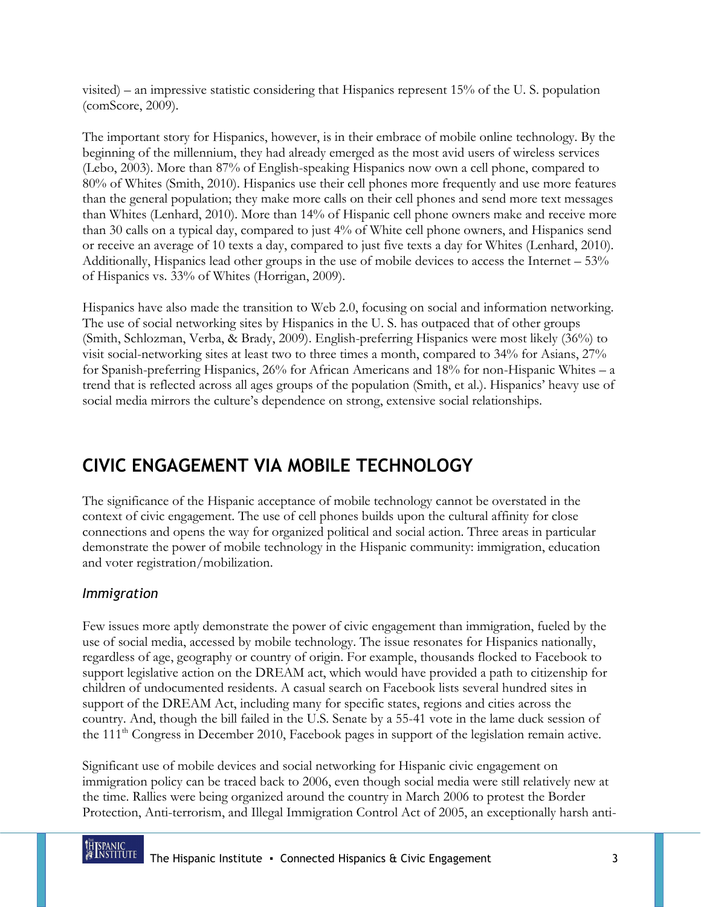visited) – an impressive statistic considering that Hispanics represent 15% of the U. S. population (comScore, 2009).

The important story for Hispanics, however, is in their embrace of mobile online technology. By the beginning of the millennium, they had already emerged as the most avid users of wireless services (Lebo, 2003). More than 87% of English-speaking Hispanics now own a cell phone, compared to 80% of Whites (Smith, 2010). Hispanics use their cell phones more frequently and use more features than the general population; they make more calls on their cell phones and send more text messages than Whites (Lenhard, 2010). More than 14% of Hispanic cell phone owners make and receive more than 30 calls on a typical day, compared to just 4% of White cell phone owners, and Hispanics send or receive an average of 10 texts a day, compared to just five texts a day for Whites (Lenhard, 2010). Additionally, Hispanics lead other groups in the use of mobile devices to access the Internet – 53% of Hispanics vs. 33% of Whites (Horrigan, 2009).

Hispanics have also made the transition to Web 2.0, focusing on social and information networking. The use of social networking sites by Hispanics in the U. S. has outpaced that of other groups (Smith, Schlozman, Verba, & Brady, 2009). English-preferring Hispanics were most likely (36%) to visit social-networking sites at least two to three times a month, compared to 34% for Asians, 27% for Spanish-preferring Hispanics, 26% for African Americans and 18% for non-Hispanic Whites – a trend that is reflected across all ages groups of the population (Smith, et al.). Hispanics' heavy use of social media mirrors the culture's dependence on strong, extensive social relationships.

## CIVIC ENGAGEMENT VIA MOBILE TECHNOLOGY

The significance of the Hispanic acceptance of mobile technology cannot be overstated in the context of civic engagement. The use of cell phones builds upon the cultural affinity for close connections and opens the way for organized political and social action. Three areas in particular demonstrate the power of mobile technology in the Hispanic community: immigration, education and voter registration/mobilization.

### *Immigration*

Few issues more aptly demonstrate the power of civic engagement than immigration, fueled by the use of social media, accessed by mobile technology. The issue resonates for Hispanics nationally, regardless of age, geography or country of origin. For example, thousands flocked to Facebook to support legislative action on the DREAM act, which would have provided a path to citizenship for children of undocumented residents. A casual search on Facebook lists several hundred sites in support of the DREAM Act, including many for specific states, regions and cities across the country. And, though the bill failed in the U.S. Senate by a 55-41 vote in the lame duck session of the 111th Congress in December 2010, Facebook pages in support of the legislation remain active.

Significant use of mobile devices and social networking for Hispanic civic engagement on immigration policy can be traced back to 2006, even though social media were still relatively new at the time. Rallies were being organized around the country in March 2006 to protest the Border Protection, Anti-terrorism, and Illegal Immigration Control Act of 2005, an exceptionally harsh anti-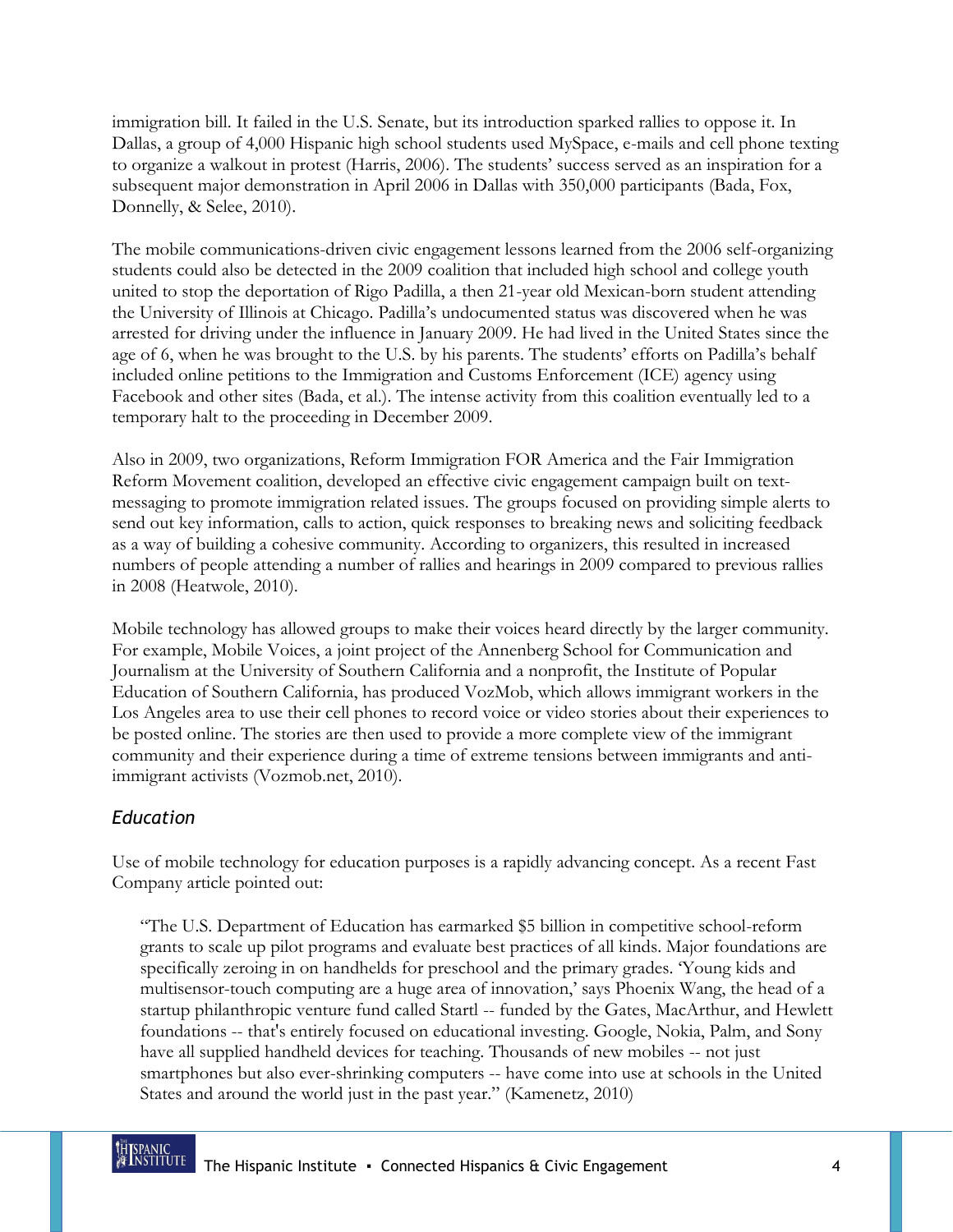immigration bill. It failed in the U.S. Senate, but its introduction sparked rallies to oppose it. In Dallas, a group of 4,000 Hispanic high school students used MySpace, e-mails and cell phone texting to organize a walkout in protest (Harris, 2006). The students' success served as an inspiration for a subsequent major demonstration in April 2006 in Dallas with 350,000 participants (Bada, Fox, Donnelly, & Selee, 2010).

The mobile communications-driven civic engagement lessons learned from the 2006 self-organizing students could also be detected in the 2009 coalition that included high school and college youth united to stop the deportation of Rigo Padilla, a then 21-year old Mexican-born student attending the University of Illinois at Chicago. Padilla's undocumented status was discovered when he was arrested for driving under the influence in January 2009. He had lived in the United States since the age of 6, when he was brought to the U.S. by his parents. The students' efforts on Padilla's behalf included online petitions to the Immigration and Customs Enforcement (ICE) agency using Facebook and other sites (Bada, et al.). The intense activity from this coalition eventually led to a temporary halt to the proceeding in December 2009.

Also in 2009, two organizations, Reform Immigration FOR America and the Fair Immigration Reform Movement coalition, developed an effective civic engagement campaign built on text-messaging to promote immigration related issues. The groups focused on providing simple alerts to send out key information, calls to action, quick responses to breaking news and soliciting feedback as a way of building a cohesive community. According to organizers, this resulted in increased numbers of people attending a number of rallies and hearings in 2009 compared to previous rallies in 2008 (Heatwole, 2010).

Mobile technology has allowed groups to make their voices heard directly by the larger community. For example, Mobile Voices, a joint project of the Annenberg School for Communication and Journalism at the University of Southern California and a nonprofit, the Institute of Popular Education of Southern California, has produced VozMob, which allows immigrant workers in the Los Angeles area to use their cell phones to record voice or video stories about their experiences to be posted online. The stories are then used to provide a more complete view of the immigrant community and their experience during a time of extreme tensions between immigrants and anti-immigrant activists (Vozmob.net, 2010).

### *Education*

Use of mobile technology for education purposes is a rapidly advancing concept. As a recent Fast Company article pointed out:

> "The U.S. Department of Education has earmarked $5 billion in competitive school-reform grants to scale up pilot programs and evaluate best practices of all kinds. Major foundations are specifically zeroing in on handhelds for preschool and the primary grades. 'Young kids and multisensor-touch computing are a huge area of innovation,' says Phoenix Wang, the head of a startup philanthropic venture fund called Startl -- funded by the Gates, MacArthur, and Hewlett foundations -- that's entirely focused on educational investing. Google, Nokia, Palm, and Sony have all supplied handheld devices for teaching. Thousands of new mobiles -- not just smartphones but also ever-shrinking computers -- have come into use at schools in the United States and around the world just in the past year." (Kamenetz, 2010)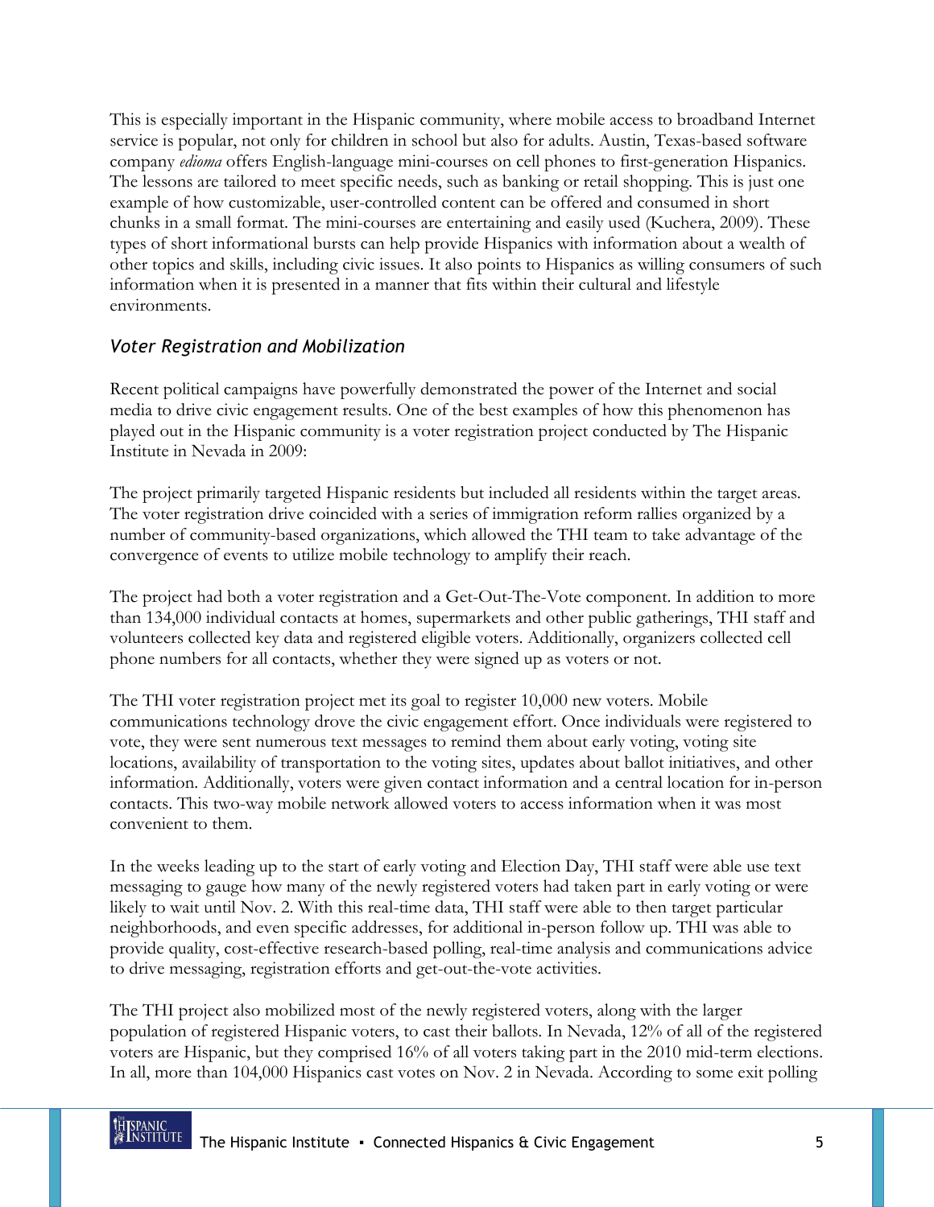This is especially important in the Hispanic community, where mobile access to broadband Internet service is popular, not only for children in school but also for adults. Austin, Texas-based software company *edioma* offers English-language mini-courses on cell phones to first-generation Hispanics. The lessons are tailored to meet specific needs, such as banking or retail shopping. This is just one example of how customizable, user-controlled content can be offered and consumed in short chunks in a small format. The mini-courses are entertaining and easily used (Kuchera, 2009). These types of short informational bursts can help provide Hispanics with information about a wealth of other topics and skills, including civic issues. It also points to Hispanics as willing consumers of such information when it is presented in a manner that fits within their cultural and lifestyle environments.

### *Voter Registration and Mobilization*

Recent political campaigns have powerfully demonstrated the power of the Internet and social media to drive civic engagement results. One of the best examples of how this phenomenon has played out in the Hispanic community is a voter registration project conducted by The Hispanic Institute in Nevada in 2009:

The project primarily targeted Hispanic residents but included all residents within the target areas. The voter registration drive coincided with a series of immigration reform rallies organized by a number of community-based organizations, which allowed the THI team to take advantage of the convergence of events to utilize mobile technology to amplify their reach.

The project had both a voter registration and a Get-Out-The-Vote component. In addition to more than 134,000 individual contacts at homes, supermarkets and other public gatherings, THI staff and volunteers collected key data and registered eligible voters. Additionally, organizers collected cell phone numbers for all contacts, whether they were signed up as voters or not.

The THI voter registration project met its goal to register 10,000 new voters. Mobile communications technology drove the civic engagement effort. Once individuals were registered to vote, they were sent numerous text messages to remind them about early voting, voting site locations, availability of transportation to the voting sites, updates about ballot initiatives, and other information. Additionally, voters were given contact information and a central location for in-person contacts. This two-way mobile network allowed voters to access information when it was most convenient to them.

In the weeks leading up to the start of early voting and Election Day, THI staff were able use text messaging to gauge how many of the newly registered voters had taken part in early voting or were likely to wait until Nov. 2. With this real-time data, THI staff were able to then target particular neighborhoods, and even specific addresses, for additional in-person follow up. THI was able to provide quality, cost-effective research-based polling, real-time analysis and communications advice to drive messaging, registration efforts and get-out-the-vote activities.

The THI project also mobilized most of the newly registered voters, along with the larger population of registered Hispanic voters, to cast their ballots. In Nevada, 12% of all of the registered voters are Hispanic, but they comprised 16% of all voters taking part in the 2010 mid-term elections. In all, more than 104,000 Hispanics cast votes on Nov. 2 in Nevada. According to some exit polling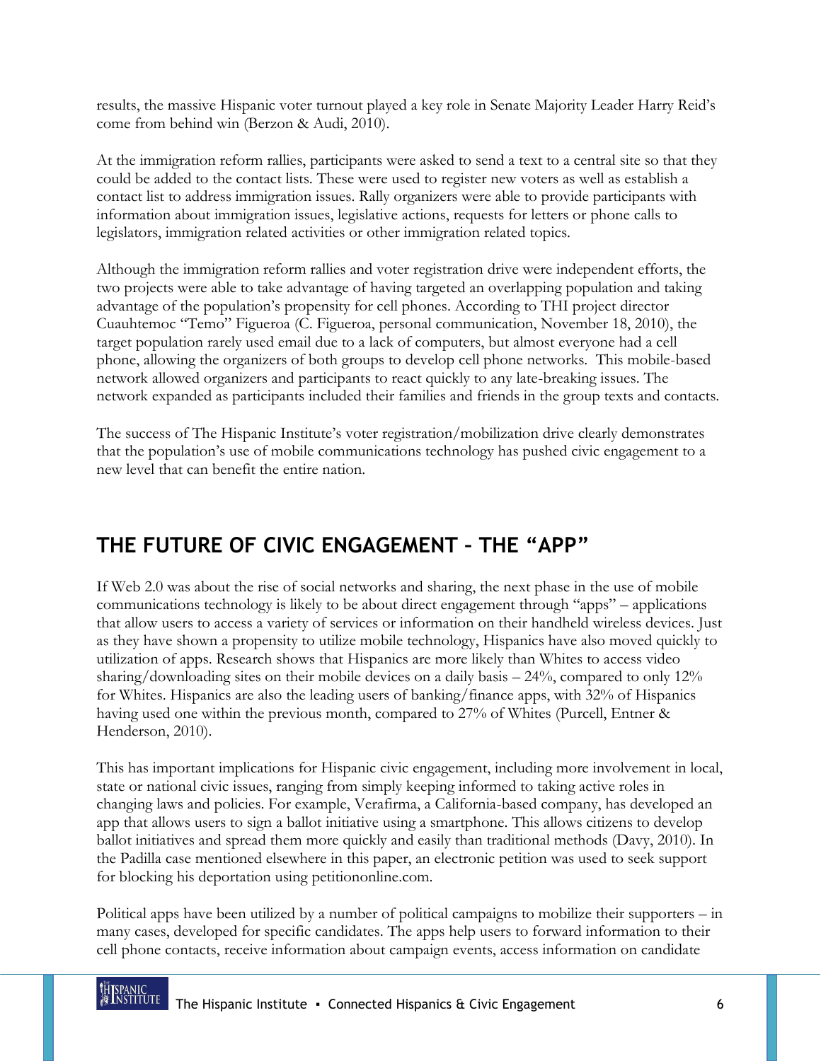results, the massive Hispanic voter turnout played a key role in Senate Majority Leader Harry Reid's come from behind win (Berzon & Audi, 2010).

At the immigration reform rallies, participants were asked to send a text to a central site so that they could be added to the contact lists. These were used to register new voters as well as establish a contact list to address immigration issues. Rally organizers were able to provide participants with information about immigration issues, legislative actions, requests for letters or phone calls to legislators, immigration related activities or other immigration related topics.

Although the immigration reform rallies and voter registration drive were independent efforts, the two projects were able to take advantage of having targeted an overlapping population and taking advantage of the population's propensity for cell phones. According to THI project director Cuauhtemoc "Temo" Figueroa (C. Figueroa, personal communication, November 18, 2010), the target population rarely used email due to a lack of computers, but almost everyone had a cell phone, allowing the organizers of both groups to develop cell phone networks. This mobile-based network allowed organizers and participants to react quickly to any late-breaking issues. The network expanded as participants included their families and friends in the group texts and contacts.

The success of The Hispanic Institute's voter registration/mobilization drive clearly demonstrates that the population's use of mobile communications technology has pushed civic engagement to a new level that can benefit the entire nation.

## THE FUTURE OF CIVIC ENGAGEMENT – THE "APP"

If Web 2.0 was about the rise of social networks and sharing, the next phase in the use of mobile communications technology is likely to be about direct engagement through "apps" – applications that allow users to access a variety of services or information on their handheld wireless devices. Just as they have shown a propensity to utilize mobile technology, Hispanics have also moved quickly to utilization of apps. Research shows that Hispanics are more likely than Whites to access video sharing/downloading sites on their mobile devices on a daily basis – 24%, compared to only 12% for Whites. Hispanics are also the leading users of banking/finance apps, with 32% of Hispanics having used one within the previous month, compared to 27% of Whites (Purcell, Entner & Henderson, 2010).

This has important implications for Hispanic civic engagement, including more involvement in local, state or national civic issues, ranging from simply keeping informed to taking active roles in changing laws and policies. For example, Verafirma, a California-based company, has developed an app that allows users to sign a ballot initiative using a smartphone. This allows citizens to develop ballot initiatives and spread them more quickly and easily than traditional methods (Davy, 2010). In the Padilla case mentioned elsewhere in this paper, an electronic petition was used to seek support for blocking his deportation using petitiononline.com.

Political apps have been utilized by a number of political campaigns to mobilize their supporters – in many cases, developed for specific candidates. The apps help users to forward information to their cell phone contacts, receive information about campaign events, access information on candidate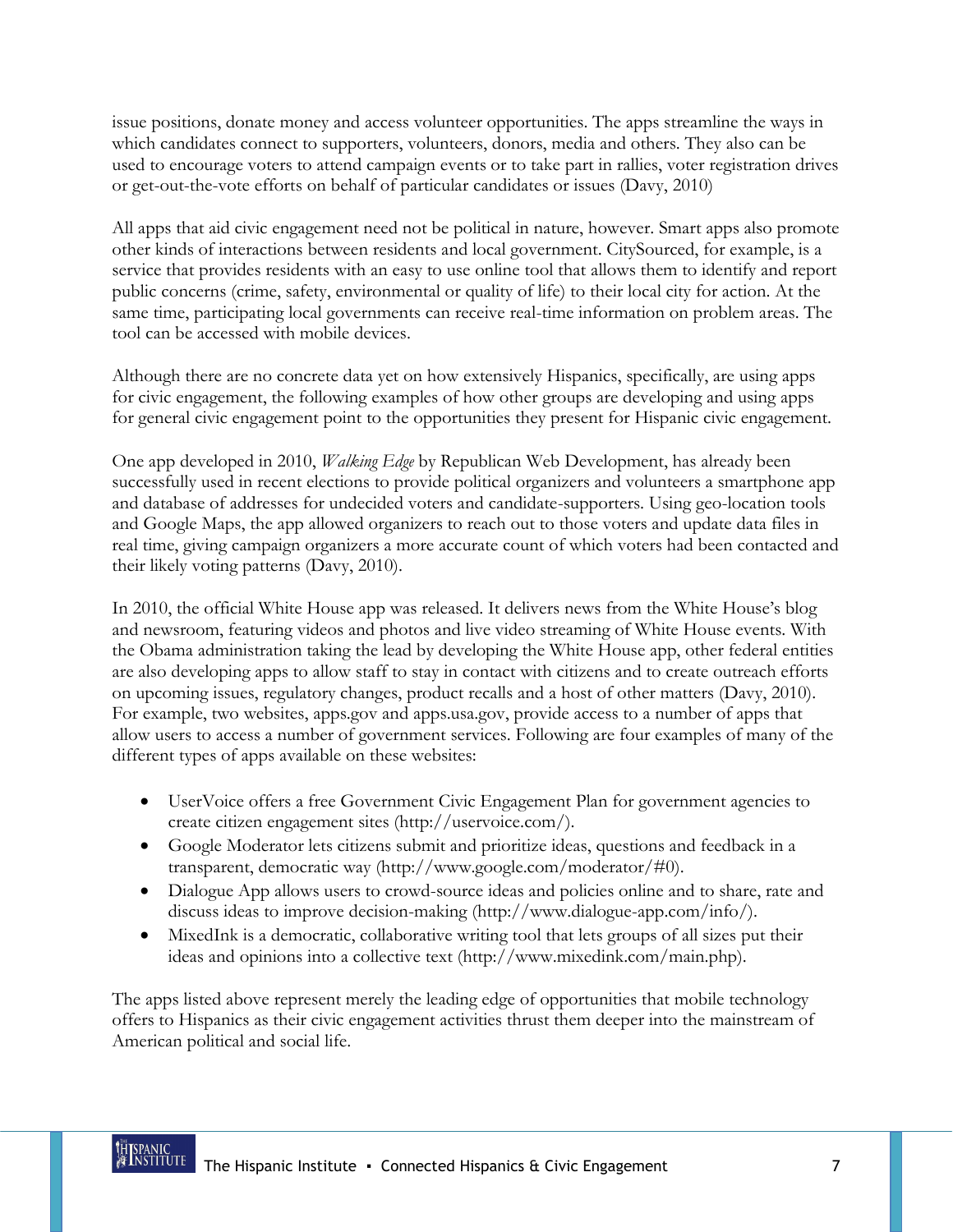issue positions, donate money and access volunteer opportunities. The apps streamline the ways in which candidates connect to supporters, volunteers, donors, media and others. They also can be used to encourage voters to attend campaign events or to take part in rallies, voter registration drives or get-out-the-vote efforts on behalf of particular candidates or issues (Davy, 2010)

All apps that aid civic engagement need not be political in nature, however. Smart apps also promote other kinds of interactions between residents and local government. CitySourced, for example, is a service that provides residents with an easy to use online tool that allows them to identify and report public concerns (crime, safety, environmental or quality of life) to their local city for action. At the same time, participating local governments can receive real-time information on problem areas. The tool can be accessed with mobile devices.

Although there are no concrete data yet on how extensively Hispanics, specifically, are using apps for civic engagement, the following examples of how other groups are developing and using apps for general civic engagement point to the opportunities they present for Hispanic civic engagement.

One app developed in 2010, *Walking Edge* by Republican Web Development, has already been successfully used in recent elections to provide political organizers and volunteers a smartphone app and database of addresses for undecided voters and candidate-supporters. Using geo-location tools and Google Maps, the app allowed organizers to reach out to those voters and update data files in real time, giving campaign organizers a more accurate count of which voters had been contacted and their likely voting patterns (Davy, 2010).

In 2010, the official White House app was released. It delivers news from the White House's blog and newsroom, featuring videos and photos and live video streaming of White House events. With the Obama administration taking the lead by developing the White House app, other federal entities are also developing apps to allow staff to stay in contact with citizens and to create outreach efforts on upcoming issues, regulatory changes, product recalls and a host of other matters (Davy, 2010). For example, two websites, apps.gov and apps.usa.gov, provide access to a number of apps that allow users to access a number of government services. Following are four examples of many of the different types of apps available on these websites:

- UserVoice offers a free Government Civic Engagement Plan for government agencies to create citizen engagement sites (http://uservoice.com/).
- Google Moderator lets citizens submit and prioritize ideas, questions and feedback in a transparent, democratic way (http://www.google.com/moderator/#0).
- Dialogue App allows users to crowd-source ideas and policies online and to share, rate and discuss ideas to improve decision-making (http://www.dialogue-app.com/info/).
- MixedInk is a democratic, collaborative writing tool that lets groups of all sizes put their ideas and opinions into a collective text (http://www.mixedink.com/main.php).

The apps listed above represent merely the leading edge of opportunities that mobile technology offers to Hispanics as their civic engagement activities thrust them deeper into the mainstream of American political and social life.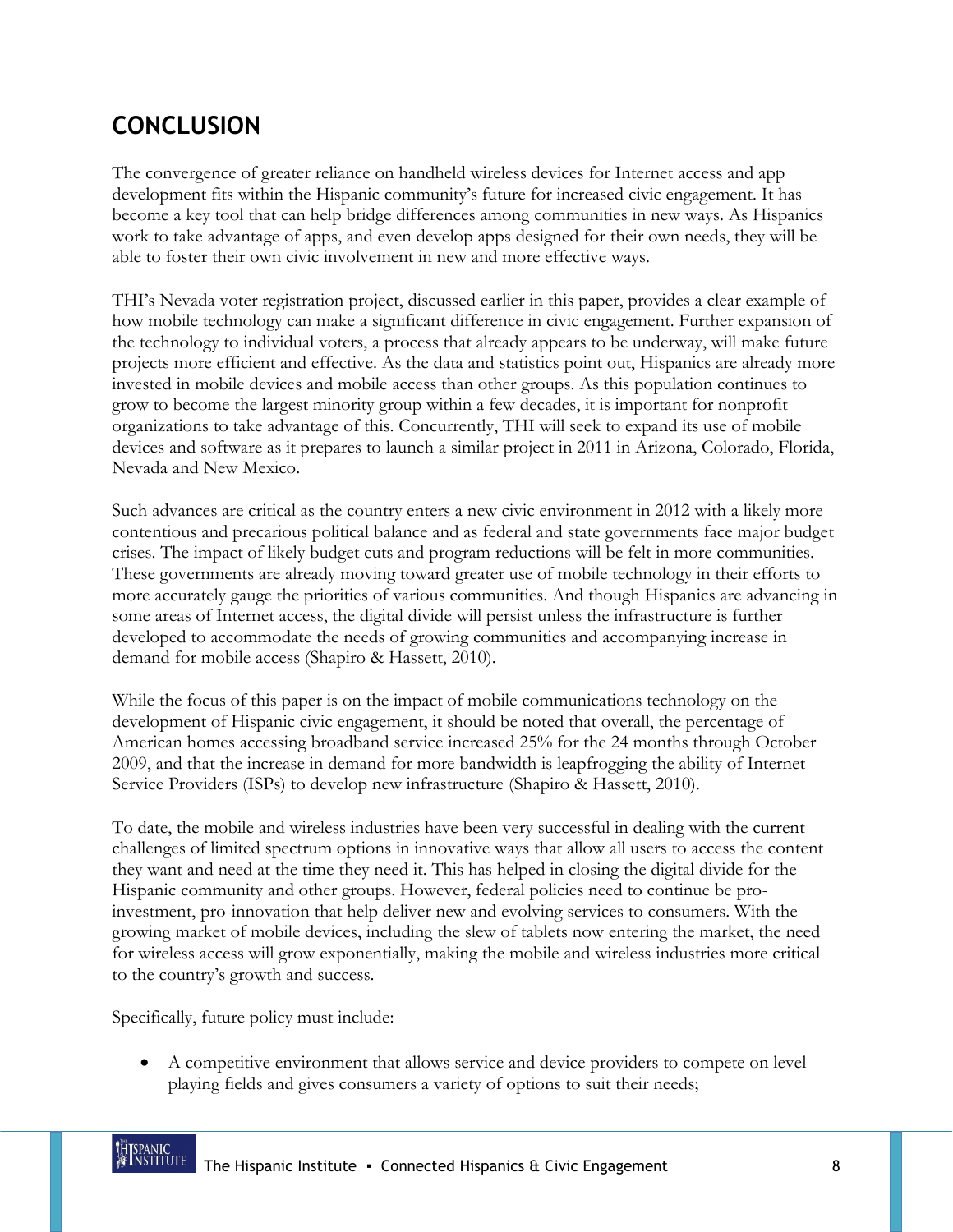# CONCLUSION

The convergence of greater reliance on handheld wireless devices for Internet access and app development fits within the Hispanic community's future for increased civic engagement. It has become a key tool that can help bridge differences among communities in new ways. As Hispanics work to take advantage of apps, and even develop apps designed for their own needs, they will be able to foster their own civic involvement in new and more effective ways.

THI's Nevada voter registration project, discussed earlier in this paper, provides a clear example of how mobile technology can make a significant difference in civic engagement. Further expansion of the technology to individual voters, a process that already appears to be underway, will make future projects more efficient and effective. As the data and statistics point out, Hispanics are already more invested in mobile devices and mobile access than other groups. As this population continues to grow to become the largest minority group within a few decades, it is important for nonprofit organizations to take advantage of this. Concurrently, THI will seek to expand its use of mobile devices and software as it prepares to launch a similar project in 2011 in Arizona, Colorado, Florida, Nevada and New Mexico.

Such advances are critical as the country enters a new civic environment in 2012 with a likely more contentious and precarious political balance and as federal and state governments face major budget crises. The impact of likely budget cuts and program reductions will be felt in more communities. These governments are already moving toward greater use of mobile technology in their efforts to more accurately gauge the priorities of various communities. And though Hispanics are advancing in some areas of Internet access, the digital divide will persist unless the infrastructure is further developed to accommodate the needs of growing communities and accompanying increase in demand for mobile access (Shapiro & Hassett, 2010).

While the focus of this paper is on the impact of mobile communications technology on the development of Hispanic civic engagement, it should be noted that overall, the percentage of American homes accessing broadband service increased 25% for the 24 months through October 2009, and that the increase in demand for more bandwidth is leapfrogging the ability of Internet Service Providers (ISPs) to develop new infrastructure (Shapiro & Hassett, 2010).

To date, the mobile and wireless industries have been very successful in dealing with the current challenges of limited spectrum options in innovative ways that allow all users to access the content they want and need at the time they need it. This has helped in closing the digital divide for the Hispanic community and other groups. However, federal policies need to continue be pro-investment, pro-innovation that help deliver new and evolving services to consumers. With the growing market of mobile devices, including the slew of tablets now entering the market, the need for wireless access will grow exponentially, making the mobile and wireless industries more critical to the country's growth and success.

Specifically, future policy must include:

- A competitive environment that allows service and device providers to compete on level playing fields and gives consumers a variety of options to suit their needs;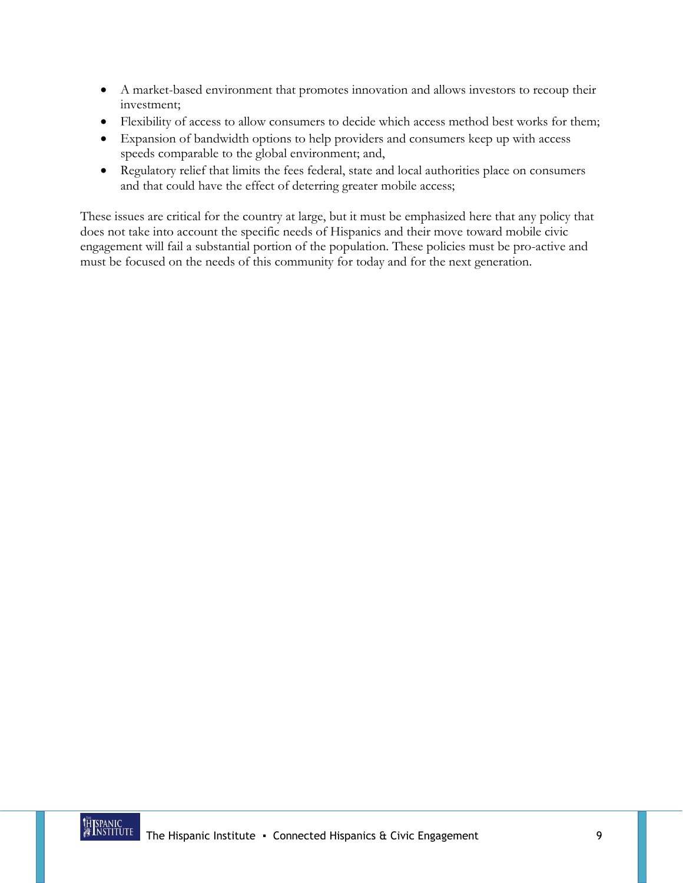- A market-based environment that promotes innovation and allows investors to recoup their investment;
- Flexibility of access to allow consumers to decide which access method best works for them;
- Expansion of bandwidth options to help providers and consumers keep up with access speeds comparable to the global environment; and,
- Regulatory relief that limits the fees federal, state and local authorities place on consumers and that could have the effect of deterring greater mobile access;

These issues are critical for the country at large, but it must be emphasized here that any policy that does not take into account the specific needs of Hispanics and their move toward mobile civic engagement will fail a substantial portion of the population. These policies must be pro-active and must be focused on the needs of this community for today and for the next generation.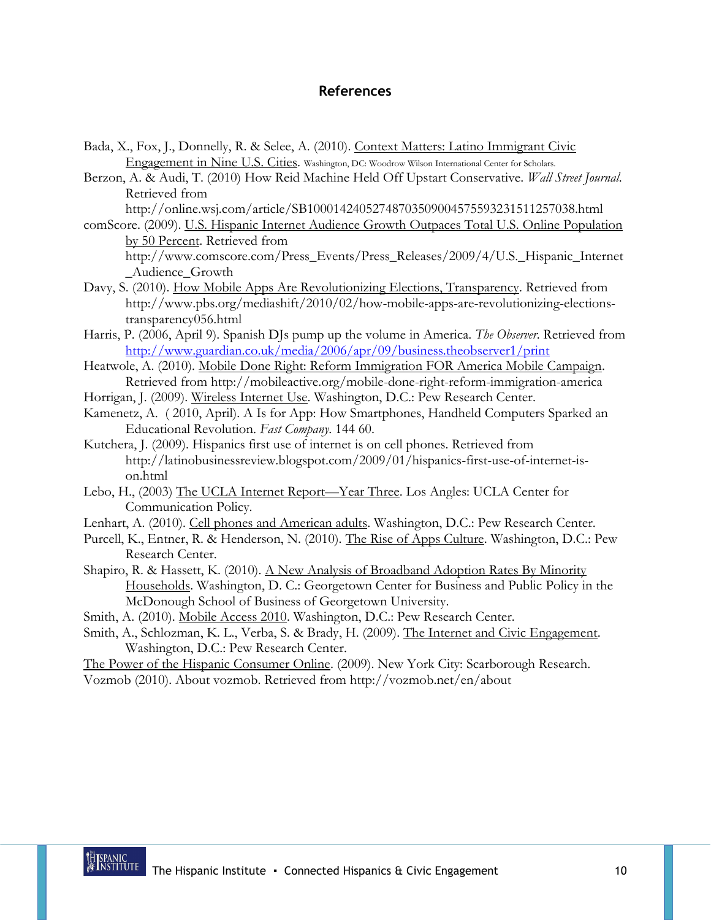## References

Bada, X., Fox, J., Donnelly, R. & Selee, A. (2010). Context Matters: Latino Immigrant Civic Engagement in Nine U.S. Cities. Washington, DC: Woodrow Wilson International Center for Scholars.

Berzon, A. & Audi, T. (2010) How Reid Machine Held Off Upstart Conservative. *Wall Street Journal*. Retrieved from http://online.wsj.com/article/SB10001424052748703509004575593231511257038.html

comScore. (2009). U.S. Hispanic Internet Audience Growth Outpaces Total U.S. Online Population by 50 Percent. Retrieved from http://www.comscore.com/Press_Events/Press_Releases/2009/4/U.S._Hispanic_Internet_Audience_Growth

Davy, S. (2010). How Mobile Apps Are Revolutionizing Elections, Transparency. Retrieved from http://www.pbs.org/mediashift/2010/02/how-mobile-apps-are-revolutionizing-elections-transparency056.html

Harris, P. (2006, April 9). Spanish DJs pump up the volume in America. *The Observer*. Retrieved from http://www.guardian.co.uk/media/2006/apr/09/business.theobserver1/print

Heatwole, A. (2010). Mobile Done Right: Reform Immigration FOR America Mobile Campaign. Retrieved from http://mobileactive.org/mobile-done-right-reform-immigration-america

Horrigan, J. (2009). Wireless Internet Use. Washington, D.C.: Pew Research Center.

Kamenetz, A. ( 2010, April). A Is for App: How Smartphones, Handheld Computers Sparked an Educational Revolution. *Fast Company*. 144 60.

Kutchera, J. (2009). Hispanics first use of internet is on cell phones. Retrieved from http://latinobusinessreview.blogspot.com/2009/01/hispanics-first-use-of-internet-is-on.html

Lebo, H., (2003) The UCLA Internet Report—Year Three. Los Angles: UCLA Center for Communication Policy.

Lenhart, A. (2010). Cell phones and American adults. Washington, D.C.: Pew Research Center.

Purcell, K., Entner, R. & Henderson, N. (2010). The Rise of Apps Culture. Washington, D.C.: Pew Research Center.

Shapiro, R. & Hassett, K. (2010). A New Analysis of Broadband Adoption Rates By Minority Households. Washington, D. C.: Georgetown Center for Business and Public Policy in the McDonough School of Business of Georgetown University.

Smith, A. (2010). Mobile Access 2010. Washington, D.C.: Pew Research Center.

Smith, A., Schlozman, K. L., Verba, S. & Brady, H. (2009). The Internet and Civic Engagement. Washington, D.C.: Pew Research Center.

The Power of the Hispanic Consumer Online. (2009). New York City: Scarborough Research.

Vozmob (2010). About vozmob. Retrieved from http://vozmob.net/en/about